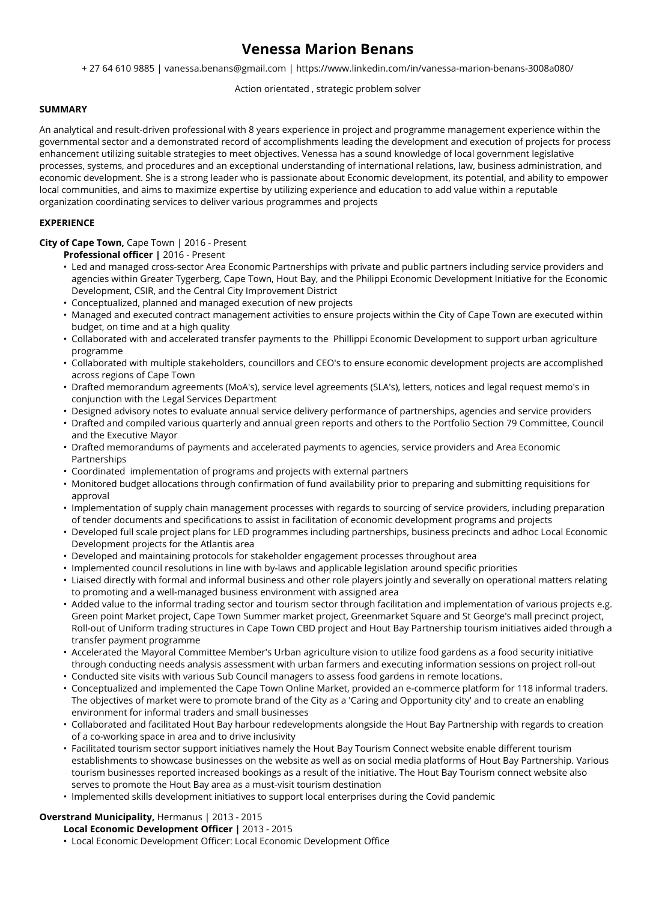# Venessa Marion Benans

+ 27 64 610 9885 | vanessa.benans@gmail.com | https://www.linkedin.com/in/vanessa-marion-benans-3008a080/

Action orientated , strategic problem solver

## SUMMARY

An analytical and result-driven professional with 8 years experience in project and programme management experience within the governmental sector and a demonstrated record of accomplishments leading the development and execution of projects for process enhancement utilizing suitable strategies to meet objectives. Venessa has a sound knowledge of local government legislative processes, systems, and procedures and an exceptional understanding of international relations, law, business administration, and economic development. She is a strong leader who is passionate about Economic development, its potential, and ability to empower local communities, and aims to maximize expertise by utilizing experience and education to add value within a reputable organization coordinating services to deliver various programmes and projects

## EXPERIENCE

**City of Cape Town,** Cape Town | 2016 - Present

**Professional officer |** 2016 - Present

- Led and managed cross-sector Area Economic Partnerships with private and public partners including service providers and agencies within Greater Tygerberg, Cape Town, Hout Bay, and the Philippi Economic Development Initiative for the Economic Development, CSIR, and the Central City Improvement District
- Conceptualized, planned and managed execution of new projects
- Managed and executed contract management activities to ensure projects within the City of Cape Town are executed within budget, on time and at a high quality
- Collaborated with and accelerated transfer payments to the Phillippi Economic Development to support urban agriculture programme
- Collaborated with multiple stakeholders, councillors and CEO's to ensure economic development projects are accomplished across regions of Cape Town
- Drafted memorandum agreements (MoA's), service level agreements (SLA's), letters, notices and legal request memo's in conjunction with the Legal Services Department
- Designed advisory notes to evaluate annual service delivery performance of partnerships, agencies and service providers
- Drafted and compiled various quarterly and annual green reports and others to the Portfolio Section 79 Committee, Council and the Executive Mayor
- Drafted memorandums of payments and accelerated payments to agencies, service providers and Area Economic Partnerships
- Coordinated implementation of programs and projects with external partners
- Monitored budget allocations through confirmation of fund availability prior to preparing and submitting requisitions for approval
- Implementation of supply chain management processes with regards to sourcing of service providers, including preparation of tender documents and specifications to assist in facilitation of economic development programs and projects
- Developed full scale project plans for LED programmes including partnerships, business precincts and adhoc Local Economic Development projects for the Atlantis area
- Developed and maintaining protocols for stakeholder engagement processes throughout area
- Implemented council resolutions in line with by-laws and applicable legislation around specific priorities
- Liaised directly with formal and informal business and other role players jointly and severally on operational matters relating to promoting and a well-managed business environment with assigned area
- Added value to the informal trading sector and tourism sector through facilitation and implementation of various projects e.g. Green point Market project, Cape Town Summer market project, Greenmarket Square and St George's mall precinct project, Roll-out of Uniform trading structures in Cape Town CBD project and Hout Bay Partnership tourism initiatives aided through a transfer payment programme
- Accelerated the Mayoral Committee Member's Urban agriculture vision to utilize food gardens as a food security initiative through conducting needs analysis assessment with urban farmers and executing information sessions on project roll-out
- Conducted site visits with various Sub Council managers to assess food gardens in remote locations.
- Conceptualized and implemented the Cape Town Online Market, provided an e-commerce platform for 118 informal traders. The objectives of market were to promote brand of the City as a 'Caring and Opportunity city' and to create an enabling environment for informal traders and small businesses
- Collaborated and facilitated Hout Bay harbour redevelopments alongside the Hout Bay Partnership with regards to creation of a co-working space in area and to drive inclusivity
- Facilitated tourism sector support initiatives namely the Hout Bay Tourism Connect website enable different tourism establishments to showcase businesses on the website as well as on social media platforms of Hout Bay Partnership. Various tourism businesses reported increased bookings as a result of the initiative. The Hout Bay Tourism connect website also serves to promote the Hout Bay area as a must-visit tourism destination
- Implemented skills development initiatives to support local enterprises during the Covid pandemic

**Overstrand Municipality,** Hermanus | 2013 - 2015

**Local Economic Development Officer |** 2013 - 2015

- Local Economic Development Officer: Local Economic Development Office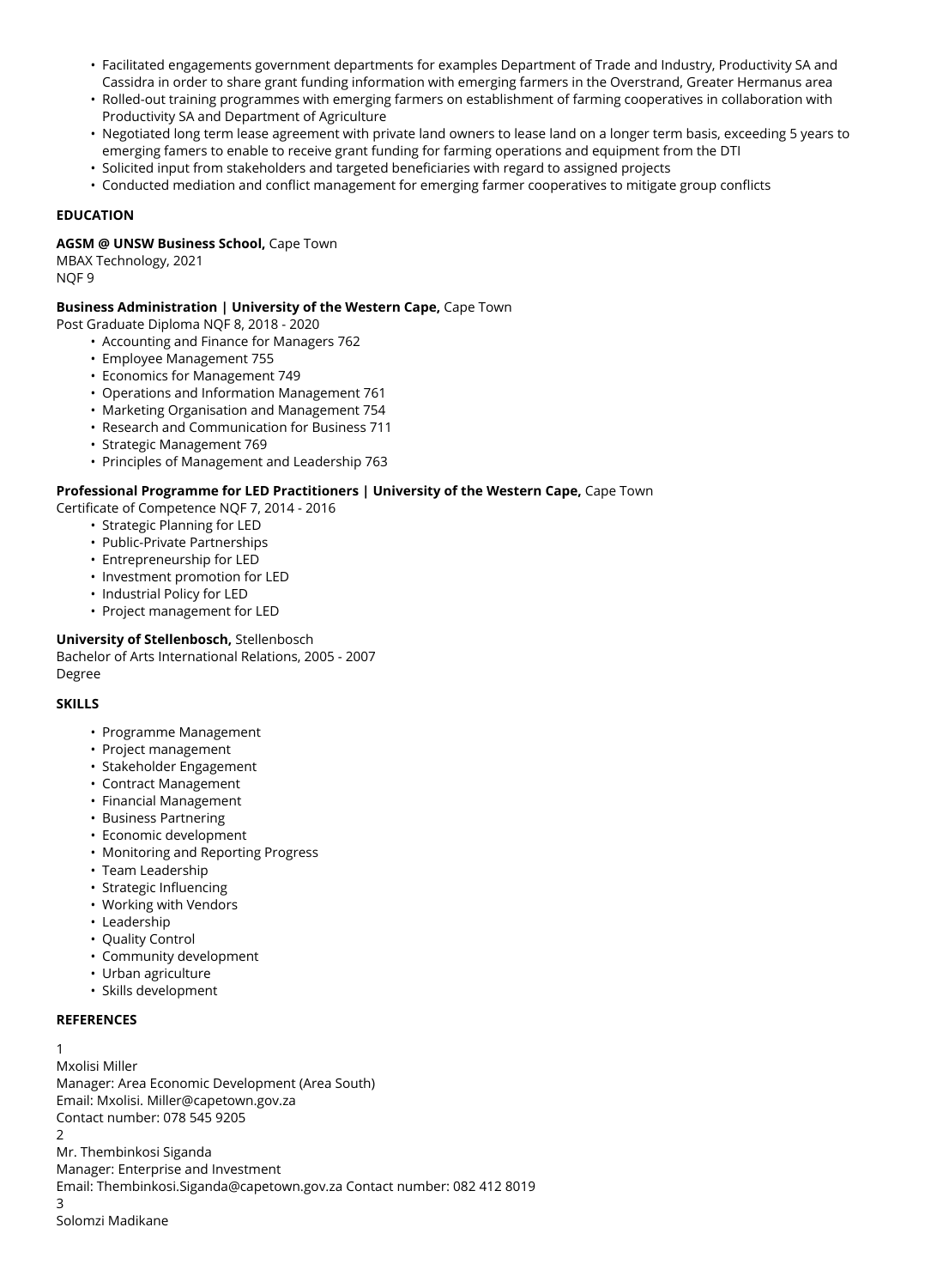- Facilitated engagements government departments for examples Department of Trade and Industry, Productivity SA and Cassidra in order to share grant funding information with emerging farmers in the Overstrand, Greater Hermanus area
- Rolled-out training programmes with emerging farmers on establishment of farming cooperatives in collaboration with Productivity SA and Department of Agriculture
- Negotiated long term lease agreement with private land owners to lease land on a longer term basis, exceeding 5 years to emerging famers to enable to receive grant funding for farming operations and equipment from the DTI
- Solicited input from stakeholders and targeted beneficiaries with regard to assigned projects
- Conducted mediation and conflict management for emerging farmer cooperatives to mitigate group conflicts

## EDUCATION

**AGSM @ UNSW Business School,** Cape Town
MBAX Technology, 2021
NQF 9

**Business Administration | University of the Western Cape,** Cape Town
Post Graduate Diploma NQF 8, 2018 - 2020

- Accounting and Finance for Managers 762
- Employee Management 755
- Economics for Management 749
- Operations and Information Management 761
- Marketing Organisation and Management 754
- Research and Communication for Business 711
- Strategic Management 769
- Principles of Management and Leadership 763

**Professional Programme for LED Practitioners | University of the Western Cape,** Cape Town
Certificate of Competence NQF 7, 2014 - 2016

- Strategic Planning for LED
- Public-Private Partnerships
- Entrepreneurship for LED
- Investment promotion for LED
- Industrial Policy for LED
- Project management for LED

**University of Stellenbosch,** Stellenbosch
Bachelor of Arts International Relations, 2005 - 2007
Degree

## SKILLS

- Programme Management
- Project management
- Stakeholder Engagement
- Contract Management
- Financial Management
- Business Partnering
- Economic development
- Monitoring and Reporting Progress
- Team Leadership
- Strategic Influencing
- Working with Vendors
- Leadership
- Quality Control
- Community development
- Urban agriculture
- Skills development

## REFERENCES

1
Mxolisi Miller
Manager: Area Economic Development (Area South)
Email: Mxolisi. Miller@capetown.gov.za
Contact number: 078 545 9205
2
Mr. Thembinkosi Siganda
Manager: Enterprise and Investment
Email: Thembinkosi.Siganda@capetown.gov.za Contact number: 082 412 8019
3
Solomzi Madikane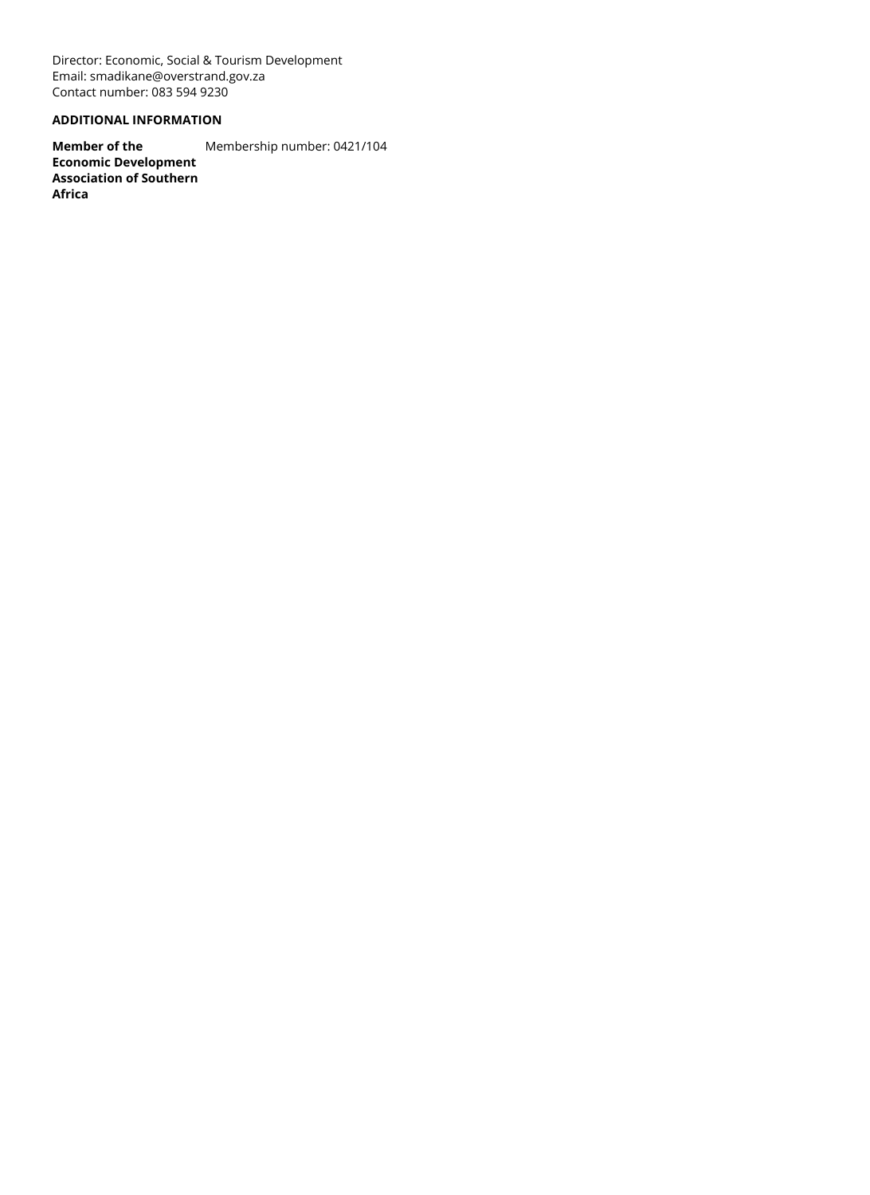Director: Economic, Social & Tourism Development
Email: smadikane@overstrand.gov.za
Contact number: 083 594 9230

**ADDITIONAL INFORMATION**

| | |
|---|---|
| **Member of the Economic Development Association of Southern Africa** | Membership number: 0421/104 |